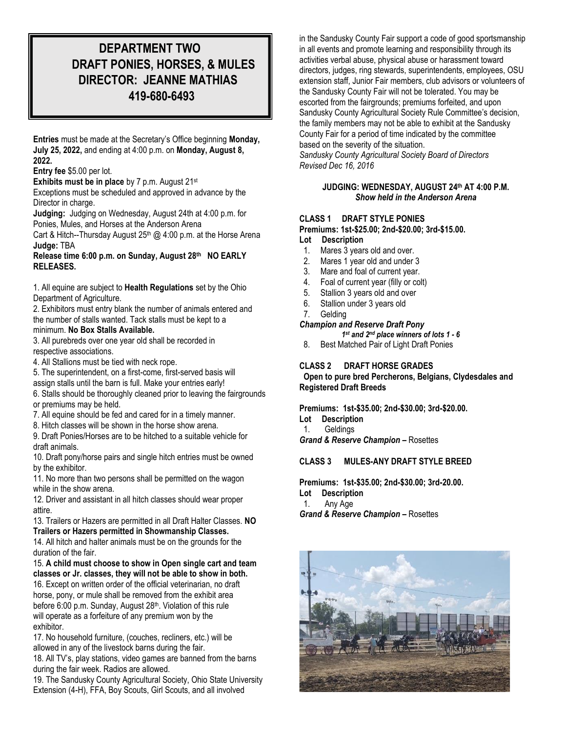# DEPARTMENT TWO
# DRAFT PONIES, HORSES, & MULES
# DIRECTOR: JEANNE MATHIAS
# 419-680-6493

**Entries** must be made at the Secretary's Office beginning **Monday, July 25, 2022,** and ending at 4:00 p.m. on **Monday, August 8, 2022.**

**Entry fee** $5.00 per lot.

**Exhibits must be in place** by 7 p.m. August 21st

Exceptions must be scheduled and approved in advance by the Director in charge.

**Judging:** Judging on Wednesday, August 24th at 4:00 p.m. for Ponies, Mules, and Horses at the Anderson Arena

Cart & Hitch--Thursday August 25th @ 4:00 p.m. at the Horse Arena

**Judge:** TBA

**Release time 6:00 p.m. on Sunday, August 28th NO EARLY RELEASES.**

1. All equine are subject to **Health Regulations** set by the Ohio Department of Agriculture.
2. Exhibitors must entry blank the number of animals entered and the number of stalls wanted. Tack stalls must be kept to a minimum. **No Box Stalls Available.**
3. All purebreds over one year old shall be recorded in respective associations.
4. All Stallions must be tied with neck rope.
5. The superintendent, on a first-come, first-served basis will assign stalls until the barn is full. Make your entries early!
6. Stalls should be thoroughly cleaned prior to leaving the fairgrounds or premiums may be held.
7. All equine should be fed and cared for in a timely manner.
8. Hitch classes will be shown in the horse show arena.
9. Draft Ponies/Horses are to be hitched to a suitable vehicle for draft animals.
10. Draft pony/horse pairs and single hitch entries must be owned by the exhibitor.
11. No more than two persons shall be permitted on the wagon while in the show arena.
12. Driver and assistant in all hitch classes should wear proper attire.
13. Trailers or Hazers are permitted in all Draft Halter Classes. **NO Trailers or Hazers permitted in Showmanship Classes.**
14. All hitch and halter animals must be on the grounds for the duration of the fair.
15. **A child must choose to show in Open single cart and team classes or Jr. classes, they will not be able to show in both.**
16. Except on written order of the official veterinarian, no draft horse, pony, or mule shall be removed from the exhibit area before 6:00 p.m. Sunday, August 28th. Violation of this rule will operate as a forfeiture of any premium won by the exhibitor.
17. No household furniture, (couches, recliners, etc.) will be allowed in any of the livestock barns during the fair.
18. All TV's, play stations, video games are banned from the barns during the fair week. Radios are allowed.
19. The Sandusky County Agricultural Society, Ohio State University Extension (4-H), FFA, Boy Scouts, Girl Scouts, and all involved in the Sandusky County Fair support a code of good sportsmanship in all events and promote learning and responsibility through its activities verbal abuse, physical abuse or harassment toward directors, judges, ring stewards, superintendents, employees, OSU extension staff, Junior Fair members, club advisors or volunteers of the Sandusky County Fair will not be tolerated. You may be escorted from the fairgrounds; premiums forfeited, and upon Sandusky County Agricultural Society Rule Committee's decision, the family members may not be able to exhibit at the Sandusky County Fair for a period of time indicated by the committee based on the severity of the situation.

*Sandusky County Agricultural Society Board of Directors*
*Revised Dec 16, 2016*

**JUDGING: WEDNESDAY, AUGUST 24th AT 4:00 P.M.**
***Show held in the Anderson Arena***

**CLASS 1 DRAFT STYLE PONIES**

**Premiums: 1st-$25.00; 2nd-$20.00; 3rd-$15.00.**

**Lot Description**

1. Mares 3 years old and over.
2. Mares 1 year old and under 3
3. Mare and foal of current year.
4. Foal of current year (filly or colt)
5. Stallion 3 years old and over
6. Stallion under 3 years old
7. Gelding

***Champion and Reserve Draft Pony***
***1st and 2nd place winners of lots 1 - 6***

8. Best Matched Pair of Light Draft Ponies

**CLASS 2 DRAFT HORSE GRADES**

**Open to pure bred Percherons, Belgians, Clydesdales and Registered Draft Breeds**

**Premiums: 1st-$35.00; 2nd-$30.00; 3rd-$20.00.**

**Lot Description**

1. Geldings

***Grand & Reserve Champion –*** Rosettes

**CLASS 3 MULES-ANY DRAFT STYLE BREED**

**Premiums: 1st-$35.00; 2nd-$30.00; 3rd-20.00.**

**Lot Description**

1. Any Age

***Grand & Reserve Champion –*** Rosettes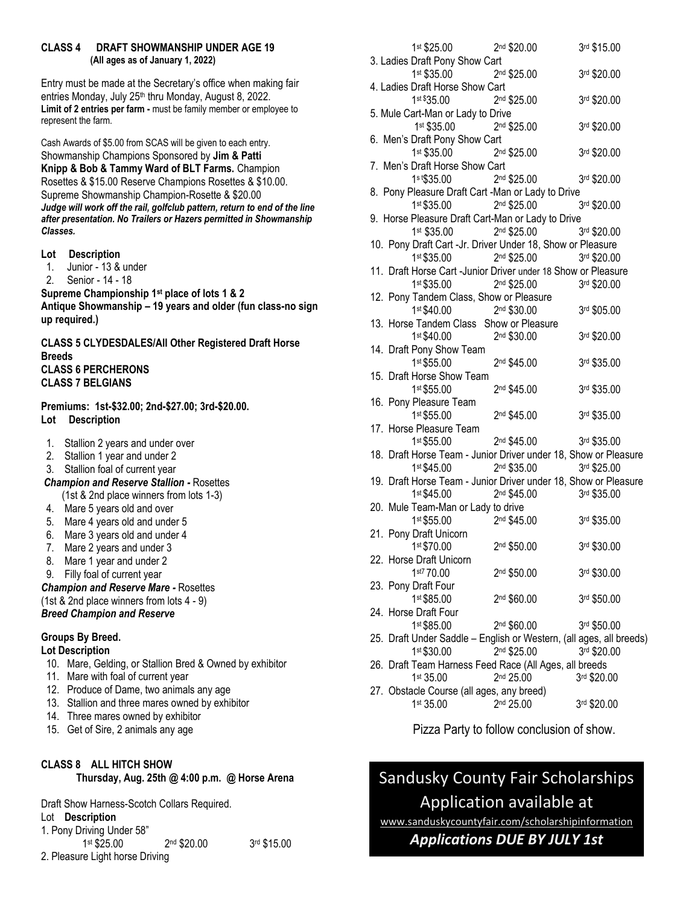**CLASS 4 DRAFT SHOWMANSHIP UNDER AGE 19**
**(All ages as of January 1, 2022)**

Entry must be made at the Secretary's office when making fair entries Monday, July 25th thru Monday, August 8, 2022. **Limit of 2 entries per farm -** must be family member or employee to represent the farm.

Cash Awards of $5.00 from SCAS will be given to each entry. Showmanship Champions Sponsored by **Jim & Patti Knipp & Bob & Tammy Ward of BLT Farms.** Champion Rosettes & $15.00 Reserve Champions Rosettes & $10.00. Supreme Showmanship Champion-Rosette & $20.00
***Judge will work off the rail, golfclub pattern, return to end of the line after presentation. No Trailers or Hazers permitted in Showmanship Classes.***

**Lot Description**

1. Junior - 13 & under
2. Senior - 14 - 18

**Supreme Championship 1st place of lots 1 & 2**
**Antique Showmanship – 19 years and older (fun class-no sign up required.)**

**CLASS 5 CLYDESDALES/All Other Registered Draft Horse Breeds**
**CLASS 6 PERCHERONS**
**CLASS 7 BELGIANS**

**Premiums: 1st-$32.00; 2nd-$27.00; 3rd-$20.00.**
**Lot Description**

1. Stallion 2 years and under over
2. Stallion 1 year and under 2
3. Stallion foal of current year

***Champion and Reserve Stallion -*** Rosettes
(1st & 2nd place winners from lots 1-3)

4. Mare 5 years old and over
5. Mare 4 years old and under 5
6. Mare 3 years old and under 4
7. Mare 2 years and under 3
8. Mare 1 year and under 2
9. Filly foal of current year

***Champion and Reserve Mare -*** Rosettes
(1st & 2nd place winners from lots 4 - 9)
***Breed Champion and Reserve***

**Groups By Breed.**
**Lot Description**

10. Mare, Gelding, or Stallion Bred & Owned by exhibitor
11. Mare with foal of current year
12. Produce of Dame, two animals any age
13. Stallion and three mares owned by exhibitor
14. Three mares owned by exhibitor
15. Get of Sire, 2 animals any age

**CLASS 8 ALL HITCH SHOW**
**Thursday, Aug. 25th @ 4:00 p.m. @ Horse Arena**

Draft Show Harness-Scotch Collars Required.
Lot **Description**

1. Pony Driving Under 58"
   1st $25.00 — 2nd $20.00 — 3rd $15.00
2. Pleasure Light horse Driving
   1st $25.00 — 2nd $20.00 — 3rd $15.00
3. Ladies Draft Pony Show Cart
   1st $35.00 — 2nd $25.00 — 3rd $20.00
4. Ladies Draft Horse Show Cart
   1st $35.00 — 2nd $25.00 — 3rd $20.00
5. Mule Cart-Man or Lady to Drive
   1st $35.00 — 2nd $25.00 — 3rd $20.00
6. Men's Draft Pony Show Cart
   1st $35.00 — 2nd $25.00 — 3rd $20.00
7. Men's Draft Horse Show Cart
   1st $35.00 — 2nd $25.00 — 3rd $20.00
8. Pony Pleasure Draft Cart -Man or Lady to Drive
   1st $35.00 — 2nd $25.00 — 3rd $20.00
9. Horse Pleasure Draft Cart-Man or Lady to Drive
   1st $35.00 — 2nd $25.00 — 3rd $20.00
10. Pony Draft Cart -Jr. Driver Under 18, Show or Pleasure
    1st $35.00 — 2nd $25.00 — 3rd $20.00
11. Draft Horse Cart -Junior Driver under 18 Show or Pleasure
    1st $35.00 — 2nd $25.00 — 3rd $20.00
12. Pony Tandem Class, Show or Pleasure
    1st $40.00 — 2nd $30.00 — 3rd $05.00
13. Horse Tandem Class Show or Pleasure
    1st $40.00 — 2nd $30.00 — 3rd $20.00
14. Draft Pony Show Team
    1st $55.00 — 2nd $45.00 — 3rd $35.00
15. Draft Horse Show Team
    1st $55.00 — 2nd $45.00 — 3rd $35.00
16. Pony Pleasure Team
    1st $55.00 — 2nd $45.00 — 3rd $35.00
17. Horse Pleasure Team
    1st $55.00 — 2nd $45.00 — 3rd $35.00
18. Draft Horse Team - Junior Driver under 18, Show or Pleasure
    1st $45.00 — 2nd $35.00 — 3rd $25.00
19. Draft Horse Team - Junior Driver under 18, Show or Pleasure
    1st $45.00 — 2nd $45.00 — 3rd $35.00
20. Mule Team-Man or Lady to drive
    1st $55.00 — 2nd $45.00 — 3rd $35.00
21. Pony Draft Unicorn
    1st $70.00 — 2nd $50.00 — 3rd $30.00
22. Horse Draft Unicorn
    1st 70.00 — 2nd $50.00 — 3rd $30.00
23. Pony Draft Four
    1st $85.00 — 2nd $60.00 — 3rd $50.00
24. Horse Draft Four
    1st $85.00 — 2nd $60.00 — 3rd $50.00
25. Draft Under Saddle – English or Western, (all ages, all breeds)
    1st $30.00 — 2nd $25.00 — 3rd $20.00
26. Draft Team Harness Feed Race (All Ages, all breeds
    1st 35.00 — 2nd 25.00 — 3rd $20.00
27. Obstacle Course (all ages, any breed)
    1st 35.00 — 2nd 25.00 — 3rd $20.00

Pizza Party to follow conclusion of show.

**Sandusky County Fair Scholarships**
**Application available at**
www.sanduskycountyfair.com/scholarshipinformation
***Applications DUE BY JULY 1st***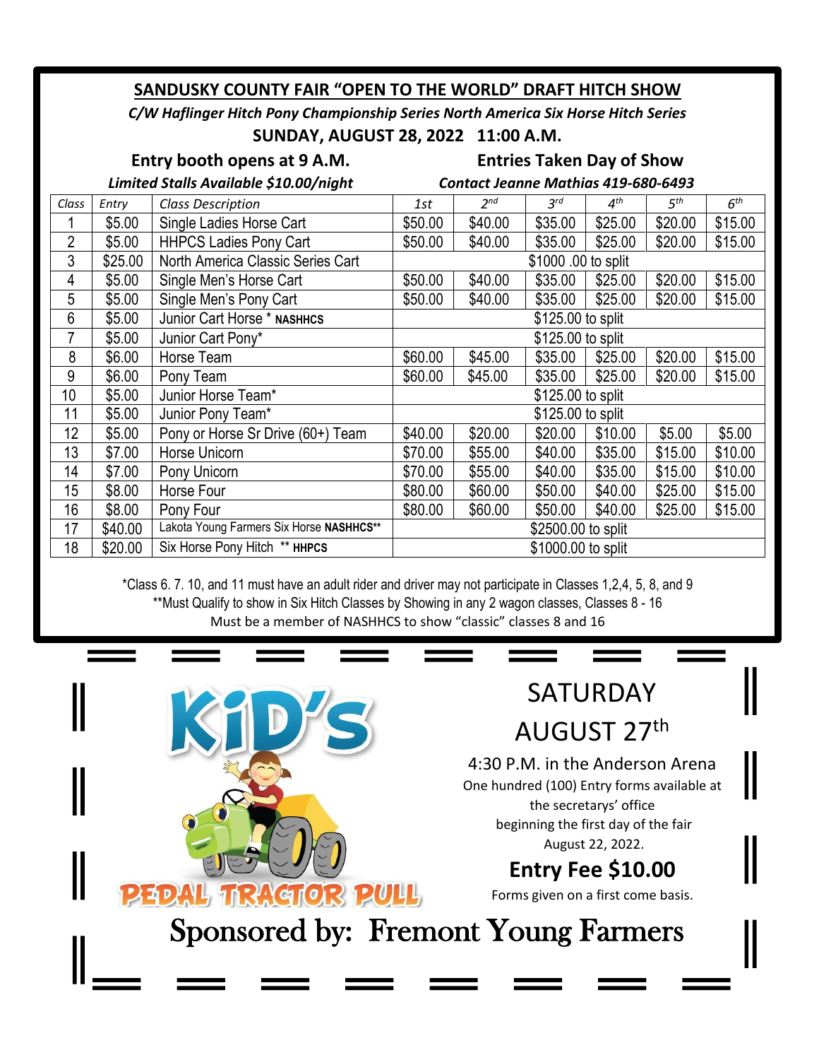## SANDUSKY COUNTY FAIR "OPEN TO THE WORLD" DRAFT HITCH SHOW

*C/W Haflinger Hitch Pony Championship Series North America Six Horse Hitch Series*

**SUNDAY, AUGUST 28, 2022 11:00 A.M.**

**Entry booth opens at 9 A.M.** **Entries Taken Day of Show**

*Limited Stalls Available $10.00/night* *Contact Jeanne Mathias 419-680-6493*

| Class | Entry | Class Description | 1st | 2nd | 3rd | 4th | 5th | 6th |
|---|---|---|---|---|---|---|---|---|
| 1 | $5.00 | Single Ladies Horse Cart | $50.00 | $40.00 | $35.00 | $25.00 | $20.00 | $15.00 |
| 2 | $5.00 | HHPCS Ladies Pony Cart | $50.00 | $40.00 | $35.00 | $25.00 | $20.00 | $15.00 |
| 3 | $25.00 | North America Classic Series Cart | $1000 .00 to split | | | | | |
| 4 | $5.00 | Single Men's Horse Cart | $50.00 | $40.00 | $35.00 | $25.00 | $20.00 | $15.00 |
| 5 | $5.00 | Single Men's Pony Cart | $50.00 | $40.00 | $35.00 | $25.00 | $20.00 | $15.00 |
| 6 | $5.00 | Junior Cart Horse * **NASHHCS** | $125.00 to split | | | | | |
| 7 | $5.00 | Junior Cart Pony* | $125.00 to split | | | | | |
| 8 | $6.00 | Horse Team | $60.00 | $45.00 | $35.00 | $25.00 | $20.00 | $15.00 |
| 9 | $6.00 | Pony Team | $60.00 | $45.00 | $35.00 | $25.00 | $20.00 | $15.00 |
| 10 | $5.00 | Junior Horse Team* | $125.00 to split | | | | | |
| 11 | $5.00 | Junior Pony Team* | $125.00 to split | | | | | |
| 12 | $5.00 | Pony or Horse Sr Drive (60+) Team | $40.00 | $20.00 | $20.00 | $10.00 | $5.00 | $5.00 |
| 13 | $7.00 | Horse Unicorn | $70.00 | $55.00 | $40.00 | $35.00 | $15.00 | $10.00 |
| 14 | $7.00 | Pony Unicorn | $70.00 | $55.00 | $40.00 | $35.00 | $15.00 | $10.00 |
| 15 | $8.00 | Horse Four | $80.00 | $60.00 | $50.00 | $40.00 | $25.00 | $15.00 |
| 16 | $8.00 | Pony Four | $80.00 | $60.00 | $50.00 | $40.00 | $25.00 | $15.00 |
| 17 | $40.00 | Lakota Young Farmers Six Horse **NASHHCS**** | $2500.00 to split | | | | | |
| 18 | $20.00 | Six Horse Pony Hitch ** **HHPCS** | $1000.00 to split | | | | | |

*Class 6. 7. 10, and 11 must have an adult rider and driver may not participate in Classes 1,2,4, 5, 8, and 9

**Must Qualify to show in Six Hitch Classes by Showing in any 2 wagon classes, Classes 8 - 16

Must be a member of NASHHCS to show "classic" classes 8 and 16

# KiD's PEDAL TRACTOR PULL

## SATURDAY AUGUST 27th

4:30 P.M. in the Anderson Arena

One hundred (100) Entry forms available at the secretarys' office beginning the first day of the fair August 22, 2022.

**Entry Fee $10.00**

Forms given on a first come basis.

Sponsored by: Fremont Young Farmers